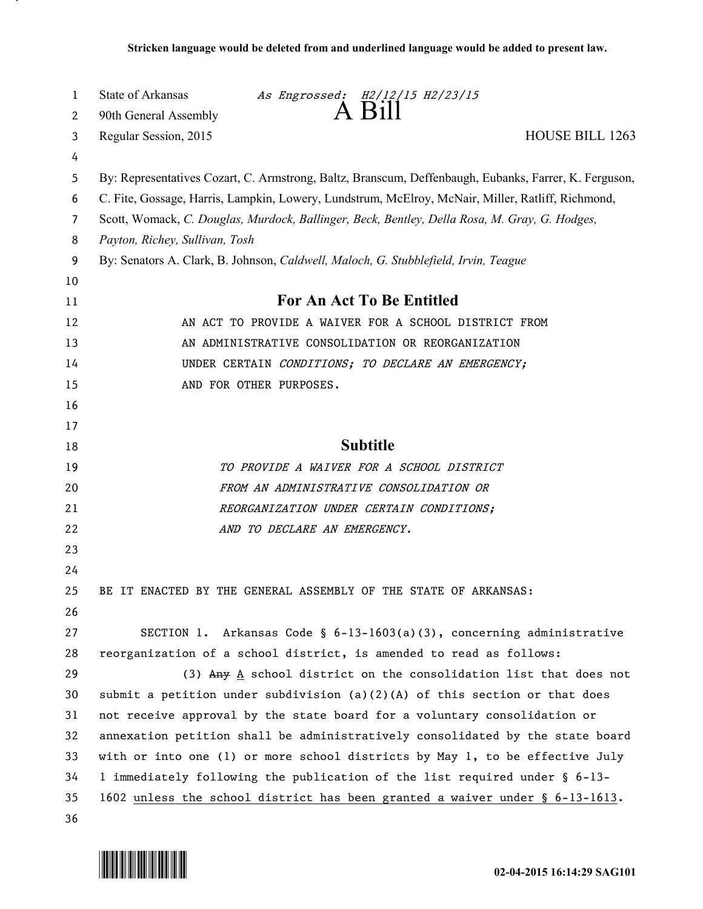**Stricken language would be deleted from and underlined language would be added to present law.**

State of Arkansas *As Engrossed: H2/12/15 H2/23/15*
90th General Assembly
# A Bill
Regular Session, 2015 HOUSE BILL 1263

By: Representatives Cozart, C. Armstrong, Baltz, Branscum, Deffenbaugh, Eubanks, Farrer, K. Ferguson, C. Fite, Gossage, Harris, Lampkin, Lowery, Lundstrum, McElroy, McNair, Miller, Ratliff, Richmond, Scott, Womack, *C. Douglas, Murdock, Ballinger, Beck, Bentley, Della Rosa, M. Gray, G. Hodges, Payton, Richey, Sullivan, Tosh*

By: Senators A. Clark, B. Johnson, *Caldwell, Maloch, G. Stubblefield, Irvin, Teague*

## For An Act To Be Entitled

AN ACT TO PROVIDE A WAIVER FOR A SCHOOL DISTRICT FROM AN ADMINISTRATIVE CONSOLIDATION OR REORGANIZATION UNDER CERTAIN *CONDITIONS; TO DECLARE AN EMERGENCY;* AND FOR OTHER PURPOSES.

## Subtitle

*TO PROVIDE A WAIVER FOR A SCHOOL DISTRICT FROM AN ADMINISTRATIVE CONSOLIDATION OR REORGANIZATION UNDER CERTAIN CONDITIONS; AND TO DECLARE AN EMERGENCY.*

BE IT ENACTED BY THE GENERAL ASSEMBLY OF THE STATE OF ARKANSAS:

SECTION 1. Arkansas Code § 6-13-1603(a)(3), concerning administrative reorganization of a school district, is amended to read as follows:

(3) ~~Any~~ <u>A</u> school district on the consolidation list that does not submit a petition under subdivision (a)(2)(A) of this section or that does not receive approval by the state board for a voluntary consolidation or annexation petition shall be administratively consolidated by the state board with or into one (1) or more school districts by May 1, to be effective July 1 immediately following the publication of the list required under § 6-13-1602 <u>unless the school district has been granted a waiver under § 6-13-1613</u>.

02-04-2015 16:14:29 SAG101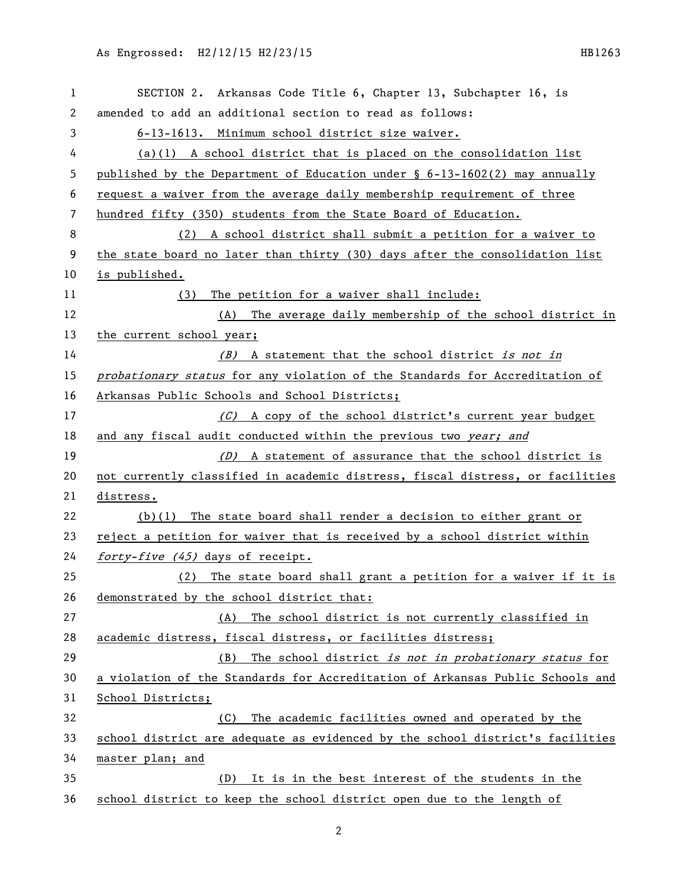SECTION 2. Arkansas Code Title 6, Chapter 13, Subchapter 16, is amended to add an additional section to read as follows:

6-13-1613. Minimum school district size waiver.

(a)(1) A school district that is placed on the consolidation list published by the Department of Education under § 6-13-1602(2) may annually request a waiver from the average daily membership requirement of three hundred fifty (350) students from the State Board of Education.

(2) A school district shall submit a petition for a waiver to the state board no later than thirty (30) days after the consolidation list is published.

(3) The petition for a waiver shall include:

(A) The average daily membership of the school district in the current school year;

*(B)* A statement that the school district *is not in probationary status* for any violation of the Standards for Accreditation of Arkansas Public Schools and School Districts;

*(C)* A copy of the school district's current year budget and any fiscal audit conducted within the previous two *year; and*

*(D)* A statement of assurance that the school district is not currently classified in academic distress, fiscal distress, or facilities distress.

(b)(1) The state board shall render a decision to either grant or reject a petition for waiver that is received by a school district within *forty-five (45)* days of receipt.

(2) The state board shall grant a petition for a waiver if it is demonstrated by the school district that:

(A) The school district is not currently classified in academic distress, fiscal distress, or facilities distress;

(B) The school district *is not in probationary status* for a violation of the Standards for Accreditation of Arkansas Public Schools and School Districts;

(C) The academic facilities owned and operated by the school district are adequate as evidenced by the school district's facilities master plan; and

(D) It is in the best interest of the students in the school district to keep the school district open due to the length of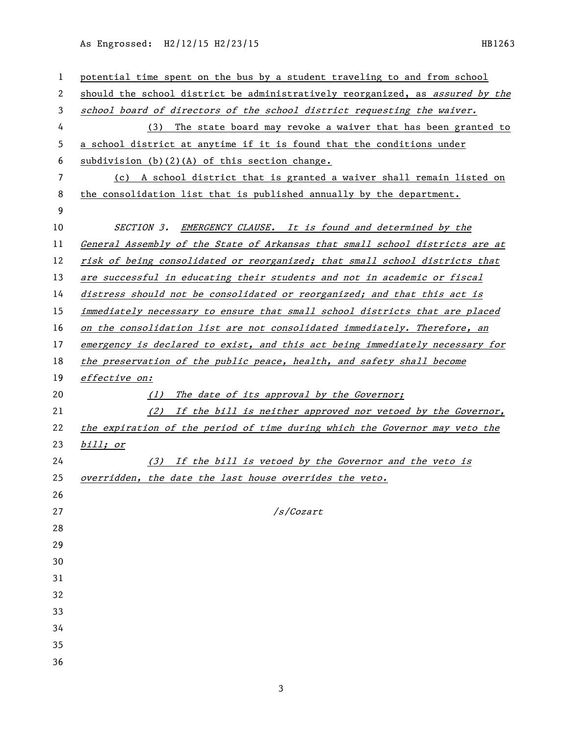potential time spent on the bus by a student traveling to and from school should the school district be administratively reorganized, as *assured by the school board of directors of the school district requesting the waiver.*

(3) The state board may revoke a waiver that has been granted to a school district at anytime if it is found that the conditions under subdivision (b)(2)(A) of this section change.

(c) A school district that is granted a waiver shall remain listed on the consolidation list that is published annually by the department.

*SECTION 3. EMERGENCY CLAUSE. It is found and determined by the General Assembly of the State of Arkansas that small school districts are at risk of being consolidated or reorganized; that small school districts that are successful in educating their students and not in academic or fiscal distress should not be consolidated or reorganized; and that this act is immediately necessary to ensure that small school districts that are placed on the consolidation list are not consolidated immediately. Therefore, an emergency is declared to exist, and this act being immediately necessary for the preservation of the public peace, health, and safety shall become effective on:*

*(1) The date of its approval by the Governor;*

*(2) If the bill is neither approved nor vetoed by the Governor, the expiration of the period of time during which the Governor may veto the bill; or*

*(3) If the bill is vetoed by the Governor and the veto is overridden, the date the last house overrides the veto.*

*/s/Cozart*